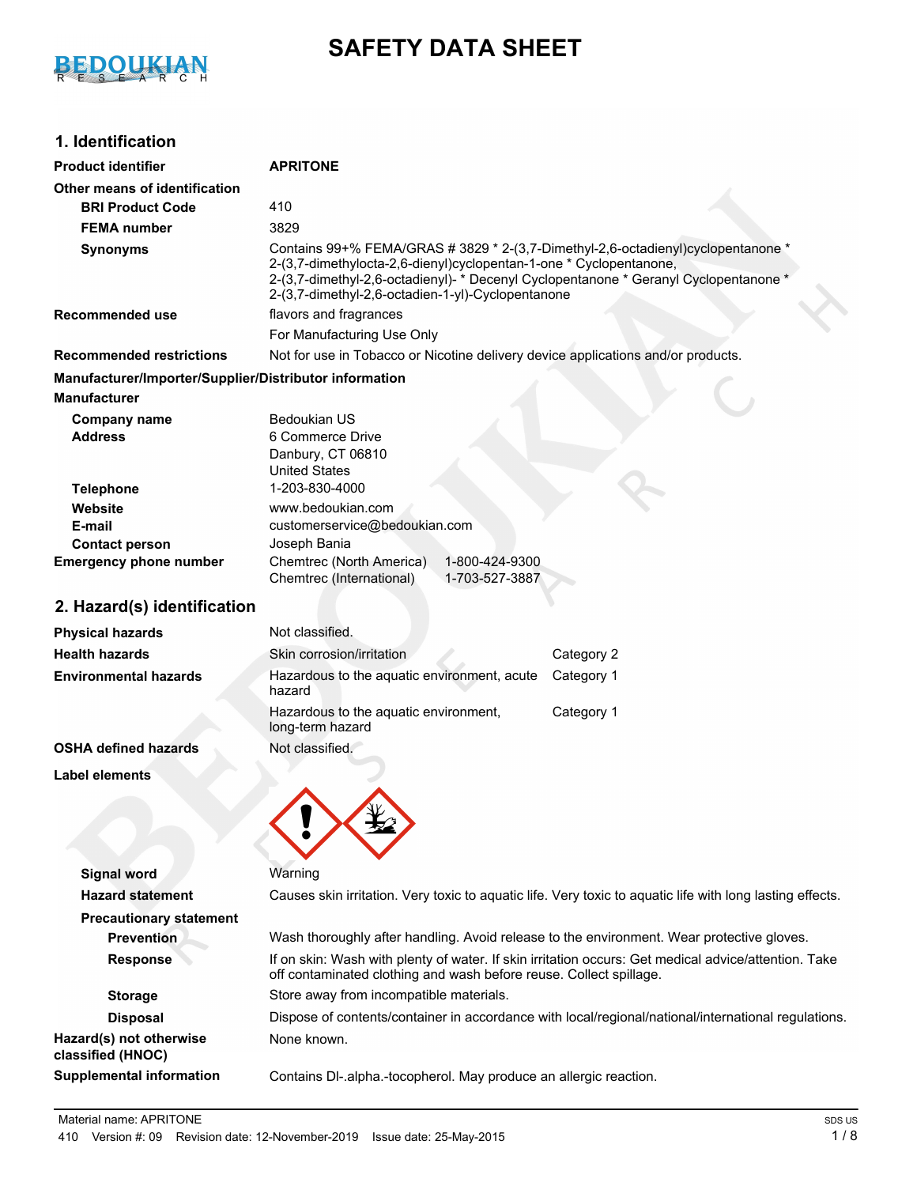# SAFETY DATA SHEET

## 1. Identification

| | |
|---|---|
| **Product identifier** | **APRITONE** |
| **Other means of identification** | |
| **BRI Product Code** | 410 |
| **FEMA number** | 3829 |
| **Synonyms** | Contains 99+% FEMA/GRAS # 3829 * 2-(3,7-Dimethyl-2,6-octadienyl)cyclopentanone * 2-(3,7-dimethylocta-2,6-dienyl)cyclopentan-1-one * Cyclopentanone, 2-(3,7-dimethyl-2,6-octadienyl)- * Decenyl Cyclopentanone * Geranyl Cyclopentanone * 2-(3,7-dimethyl-2,6-octadien-1-yl)-Cyclopentanone |
| **Recommended use** | flavors and fragrances<br>For Manufacturing Use Only |
| **Recommended restrictions** | Not for use in Tobacco or Nicotine delivery device applications and/or products. |

**Manufacturer/Importer/Supplier/Distributor information**

**Manufacturer**

| | |
|---|---|
| **Company name** | Bedoukian US |
| **Address** | 6 Commerce Drive<br>Danbury, CT 06810<br>United States |
| **Telephone** | 1-203-830-4000 |
| **Website** | www.bedoukian.com |
| **E-mail** | customerservice@bedoukian.com |
| **Contact person** | Joseph Bania |
| **Emergency phone number** | Chemtrec (North America) 1-800-424-9300<br>Chemtrec (International) 1-703-527-3887 |

## 2. Hazard(s) identification

| | | |
|---|---|---|
| **Physical hazards** | Not classified. | |
| **Health hazards** | Skin corrosion/irritation | Category 2 |
| **Environmental hazards** | Hazardous to the aquatic environment, acute hazard | Category 1 |
| | Hazardous to the aquatic environment, long-term hazard | Category 1 |
| **OSHA defined hazards** | Not classified. | |

**Label elements**

| | |
|---|---|
| **Signal word** | Warning |
| **Hazard statement** | Causes skin irritation. Very toxic to aquatic life. Very toxic to aquatic life with long lasting effects. |
| **Precautionary statement** | |
| **Prevention** | Wash thoroughly after handling. Avoid release to the environment. Wear protective gloves. |
| **Response** | If on skin: Wash with plenty of water. If skin irritation occurs: Get medical advice/attention. Take off contaminated clothing and wash before reuse. Collect spillage. |
| **Storage** | Store away from incompatible materials. |
| **Disposal** | Dispose of contents/container in accordance with local/regional/national/international regulations. |
| **Hazard(s) not otherwise classified (HNOC)** | None known. |
| **Supplemental information** | Contains Dl-.alpha.-tocopherol. May produce an allergic reaction. |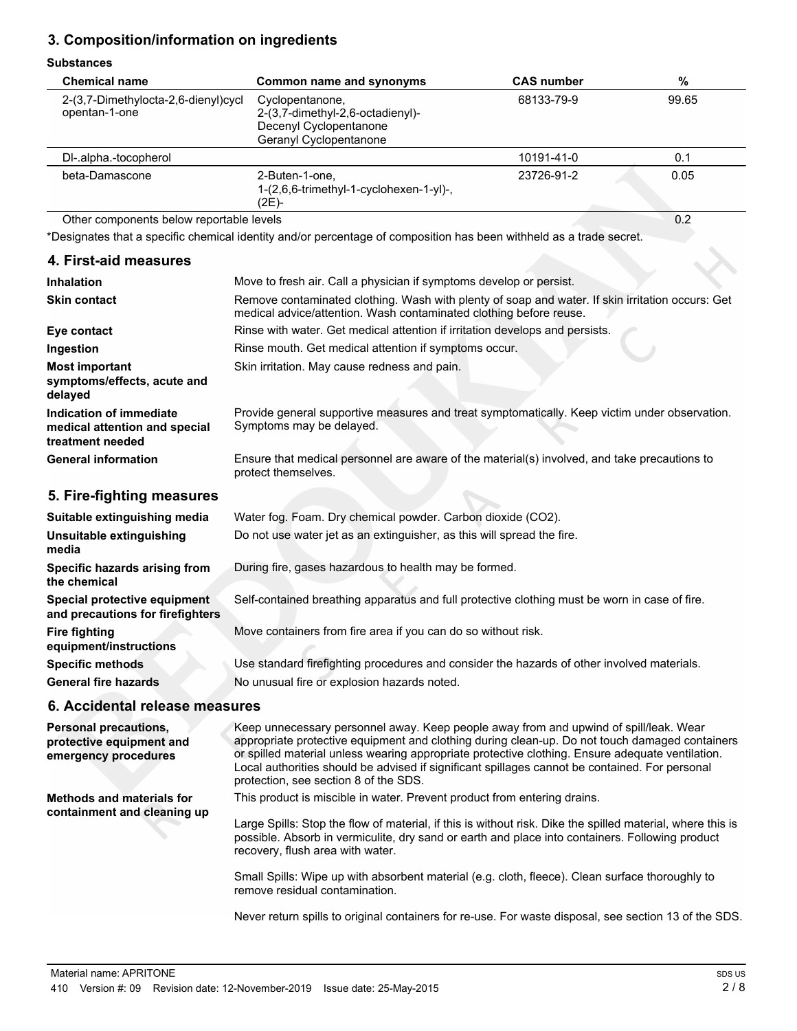## 3. Composition/information on ingredients

**Substances**

| Chemical name | Common name and synonyms | CAS number | % |
|---|---|---|---|
| 2-(3,7-Dimethylocta-2,6-dienyl)cyclopentan-1-one | Cyclopentanone, 2-(3,7-dimethyl-2,6-octadienyl)- Decenyl Cyclopentanone Geranyl Cyclopentanone | 68133-79-9 | 99.65 |
| Dl-.alpha.-tocopherol | | 10191-41-0 | 0.1 |
| beta-Damascone | 2-Buten-1-one, 1-(2,6,6-trimethyl-1-cyclohexen-1-yl)-, (2E)- | 23726-91-2 | 0.05 |
| Other components below reportable levels | | | 0.2 |

*Designates that a specific chemical identity and/or percentage of composition has been withheld as a trade secret.

## 4. First-aid measures

**Inhalation** Move to fresh air. Call a physician if symptoms develop or persist.

**Skin contact** Remove contaminated clothing. Wash with plenty of soap and water. If skin irritation occurs: Get medical advice/attention. Wash contaminated clothing before reuse.

**Eye contact** Rinse with water. Get medical attention if irritation develops and persists.

**Ingestion** Rinse mouth. Get medical attention if symptoms occur.

**Most important symptoms/effects, acute and delayed** Skin irritation. May cause redness and pain.

**Indication of immediate medical attention and special treatment needed** Provide general supportive measures and treat symptomatically. Keep victim under observation. Symptoms may be delayed.

**General information** Ensure that medical personnel are aware of the material(s) involved, and take precautions to protect themselves.

## 5. Fire-fighting measures

**Suitable extinguishing media** Water fog. Foam. Dry chemical powder. Carbon dioxide ($CO_2$).

**Unsuitable extinguishing media** Do not use water jet as an extinguisher, as this will spread the fire.

**Specific hazards arising from the chemical** During fire, gases hazardous to health may be formed.

**Special protective equipment and precautions for firefighters** Self-contained breathing apparatus and full protective clothing must be worn in case of fire.

**Fire fighting equipment/instructions** Move containers from fire area if you can do so without risk.

**Specific methods** Use standard firefighting procedures and consider the hazards of other involved materials.

**General fire hazards** No unusual fire or explosion hazards noted.

## 6. Accidental release measures

**Personal precautions, protective equipment and emergency procedures** Keep unnecessary personnel away. Keep people away from and upwind of spill/leak. Wear appropriate protective equipment and clothing during clean-up. Do not touch damaged containers or spilled material unless wearing appropriate protective clothing. Ensure adequate ventilation. Local authorities should be advised if significant spillages cannot be contained. For personal protection, see section 8 of the SDS.

**Methods and materials for containment and cleaning up** This product is miscible in water. Prevent product from entering drains.

Large Spills: Stop the flow of material, if this is without risk. Dike the spilled material, where this is possible. Absorb in vermiculite, dry sand or earth and place into containers. Following product recovery, flush area with water.

Small Spills: Wipe up with absorbent material (e.g. cloth, fleece). Clean surface thoroughly to remove residual contamination.

Never return spills to original containers for re-use. For waste disposal, see section 13 of the SDS.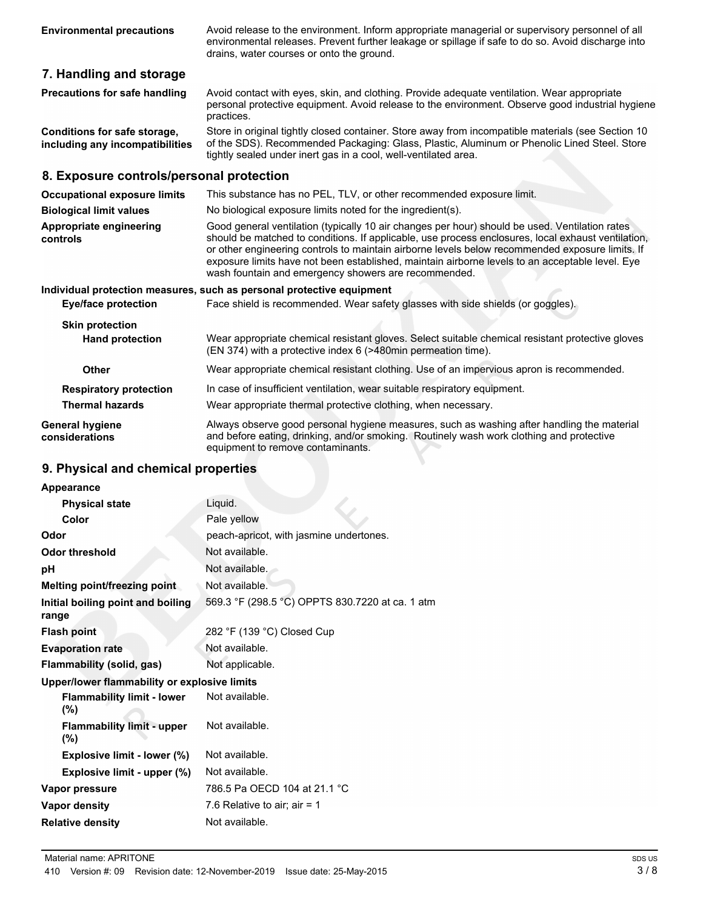| | |
|---|---|
| **Environmental precautions** | Avoid release to the environment. Inform appropriate managerial or supervisory personnel of all environmental releases. Prevent further leakage or spillage if safe to do so. Avoid discharge into drains, water courses or onto the ground. |

## 7. Handling and storage

| | |
|---|---|
| **Precautions for safe handling** | Avoid contact with eyes, skin, and clothing. Provide adequate ventilation. Wear appropriate personal protective equipment. Avoid release to the environment. Observe good industrial hygiene practices. |
| **Conditions for safe storage, including any incompatibilities** | Store in original tightly closed container. Store away from incompatible materials (see Section 10 of the SDS). Recommended Packaging: Glass, Plastic, Aluminum or Phenolic Lined Steel. Store tightly sealed under inert gas in a cool, well-ventilated area. |

## 8. Exposure controls/personal protection

| | |
|---|---|
| **Occupational exposure limits** | This substance has no PEL, TLV, or other recommended exposure limit. |
| **Biological limit values** | No biological exposure limits noted for the ingredient(s). |
| **Appropriate engineering controls** | Good general ventilation (typically 10 air changes per hour) should be used. Ventilation rates should be matched to conditions. If applicable, use process enclosures, local exhaust ventilation, or other engineering controls to maintain airborne levels below recommended exposure limits. If exposure limits have not been established, maintain airborne levels to an acceptable level. Eye wash fountain and emergency showers are recommended. |

**Individual protection measures, such as personal protective equipment**

| | |
|---|---|
| **Eye/face protection** | Face shield is recommended. Wear safety glasses with side shields (or goggles). |
| **Skin protection** | |
| **Hand protection** | Wear appropriate chemical resistant gloves. Select suitable chemical resistant protective gloves (EN 374) with a protective index 6 (>480min permeation time). |
| **Other** | Wear appropriate chemical resistant clothing. Use of an impervious apron is recommended. |
| **Respiratory protection** | In case of insufficient ventilation, wear suitable respiratory equipment. |
| **Thermal hazards** | Wear appropriate thermal protective clothing, when necessary. |
| **General hygiene considerations** | Always observe good personal hygiene measures, such as washing after handling the material and before eating, drinking, and/or smoking. Routinely wash work clothing and protective equipment to remove contaminants. |

## 9. Physical and chemical properties

| | |
|---|---|
| **Appearance** | |
| **Physical state** | Liquid. |
| **Color** | Pale yellow |
| **Odor** | peach-apricot, with jasmine undertones. |
| **Odor threshold** | Not available. |
| **pH** | Not available. |
| **Melting point/freezing point** | Not available. |
| **Initial boiling point and boiling range** | 569.3 °F (298.5 °C) OPPTS 830.7220 at ca. 1 atm |
| **Flash point** | 282 °F (139 °C) Closed Cup |
| **Evaporation rate** | Not available. |
| **Flammability (solid, gas)** | Not applicable. |
| **Upper/lower flammability or explosive limits** | |
| **Flammability limit - lower (%)** | Not available. |
| **Flammability limit - upper (%)** | Not available. |
| **Explosive limit - lower (%)** | Not available. |
| **Explosive limit - upper (%)** | Not available. |
| **Vapor pressure** | 786.5 Pa OECD 104 at 21.1 °C |
| **Vapor density** | 7.6 Relative to air; air = 1 |
| **Relative density** | Not available. |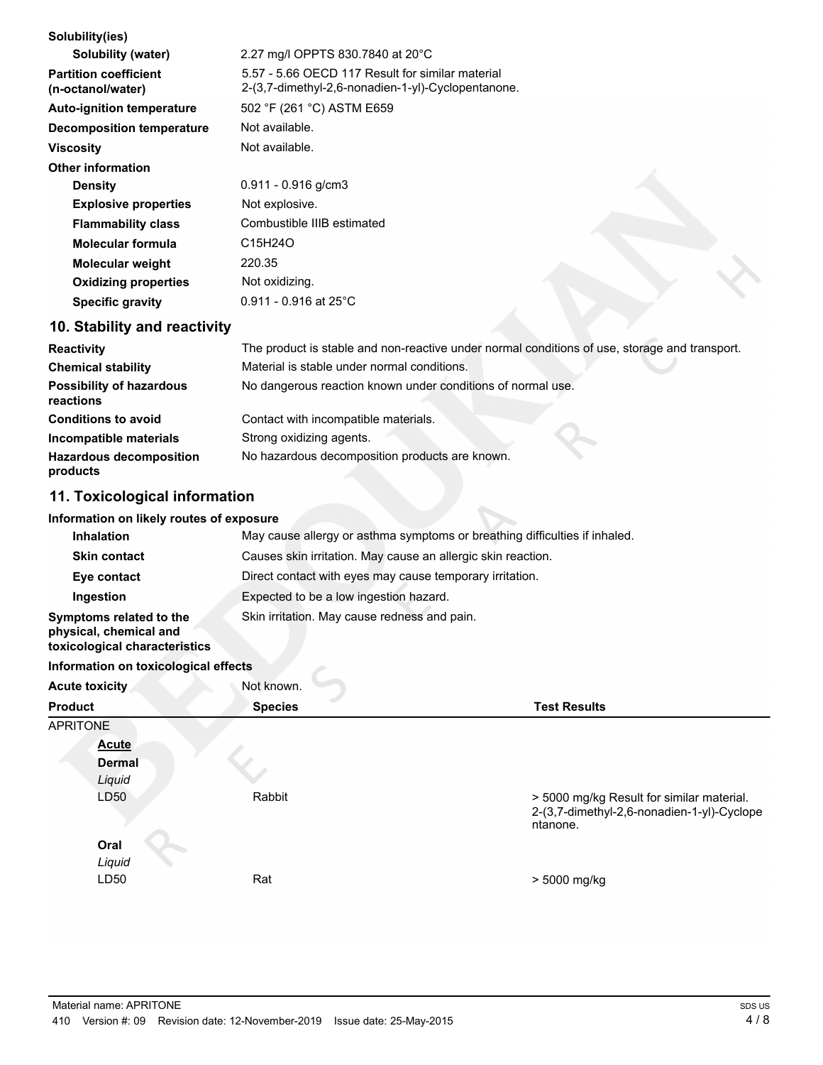**Solubility(ies)**

| | |
|---|---|
| **Solubility (water)** | 2.27 mg/l OPPTS 830.7840 at 20°C |
| **Partition coefficient (n-octanol/water)** | 5.57 - 5.66 OECD 117 Result for similar material 2-(3,7-dimethyl-2,6-nonadien-1-yl)-Cyclopentanone. |
| **Auto-ignition temperature** | 502 °F (261 °C) ASTM E659 |
| **Decomposition temperature** | Not available. |
| **Viscosity** | Not available. |

**Other information**

| | |
|---|---|
| **Density** | 0.911 - 0.916 g/cm3 |
| **Explosive properties** | Not explosive. |
| **Flammability class** | Combustible IIIB estimated |
| **Molecular formula** | $C_{15}H_{24}O$ |
| **Molecular weight** | 220.35 |
| **Oxidizing properties** | Not oxidizing. |
| **Specific gravity** | 0.911 - 0.916 at 25°C |

## 10. Stability and reactivity

| | |
|---|---|
| **Reactivity** | The product is stable and non-reactive under normal conditions of use, storage and transport. |
| **Chemical stability** | Material is stable under normal conditions. |
| **Possibility of hazardous reactions** | No dangerous reaction known under conditions of normal use. |
| **Conditions to avoid** | Contact with incompatible materials. |
| **Incompatible materials** | Strong oxidizing agents. |
| **Hazardous decomposition products** | No hazardous decomposition products are known. |

## 11. Toxicological information

**Information on likely routes of exposure**

| | |
|---|---|
| **Inhalation** | May cause allergy or asthma symptoms or breathing difficulties if inhaled. |
| **Skin contact** | Causes skin irritation. May cause an allergic skin reaction. |
| **Eye contact** | Direct contact with eyes may cause temporary irritation. |
| **Ingestion** | Expected to be a low ingestion hazard. |
| **Symptoms related to the physical, chemical and toxicological characteristics** | Skin irritation. May cause redness and pain. |

**Information on toxicological effects**

**Acute toxicity** Not known.

| Product | Species | Test Results |
|---|---|---|
| APRITONE | | |
| **Acute** | | |
| **Dermal** | | |
| *Liquid* | | |
| LD50 | Rabbit | > 5000 mg/kg Result for similar material. 2-(3,7-dimethyl-2,6-nonadien-1-yl)-Cyclopentanone. |
| **Oral** | | |
| *Liquid* | | |
| LD50 | Rat | > 5000 mg/kg |

Material name: APRITONE

410 Version #: 09 Revision date: 12-November-2019 Issue date: 25-May-2015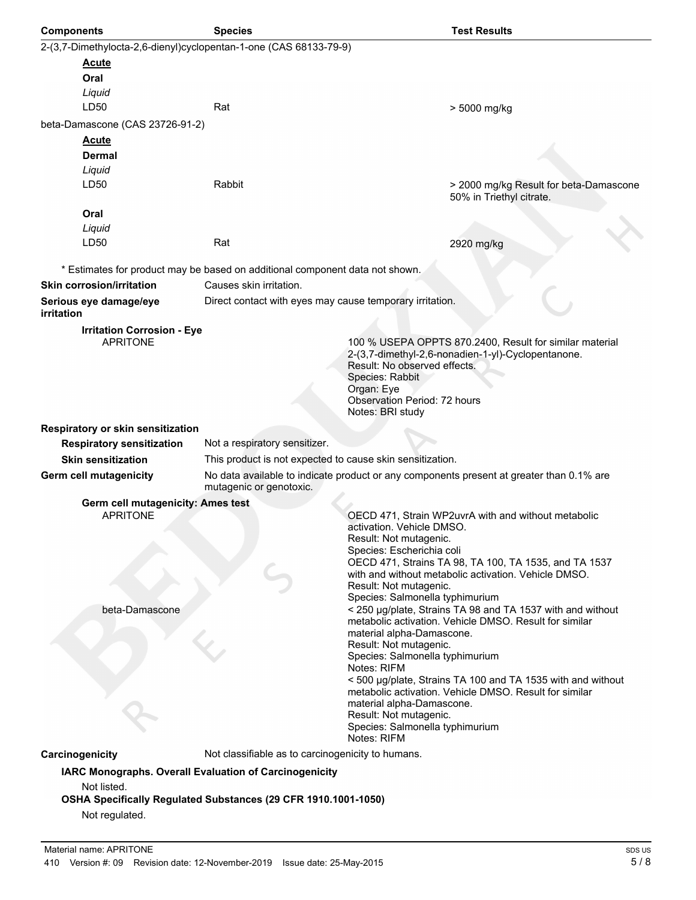| Components | Species | Test Results |
|---|---|---|
| 2-(3,7-Dimethylocta-2,6-dienyl)cyclopentan-1-one (CAS 68133-79-9) | | |
| **Acute** | | |
| **Oral** | | |
| *Liquid* | | |
| LD50 | Rat | > 5000 mg/kg |
| beta-Damascone (CAS 23726-91-2) | | |
| **Acute** | | |
| **Dermal** | | |
| *Liquid* | | |
| LD50 | Rabbit | > 2000 mg/kg Result for beta-Damascone 50% in Triethyl citrate. |
| **Oral** | | |
| *Liquid* | | |
| LD50 | Rat | 2920 mg/kg |

\* Estimates for product may be based on additional component data not shown.

**Skin corrosion/irritation** Causes skin irritation.

**Serious eye damage/eye irritation** Direct contact with eyes may cause temporary irritation.

**Irritation Corrosion - Eye**

APRITONE

100 % USEPA OPPTS 870.2400, Result for similar material 2-(3,7-dimethyl-2,6-nonadien-1-yl)-Cyclopentanone.
Result: No observed effects.
Species: Rabbit
Organ: Eye
Observation Period: 72 hours
Notes: BRI study

**Respiratory or skin sensitization**

**Respiratory sensitization** Not a respiratory sensitizer.

**Skin sensitization** This product is not expected to cause skin sensitization.

**Germ cell mutagenicity** No data available to indicate product or any components present at greater than 0.1% are mutagenic or genotoxic.

**Germ cell mutagenicity: Ames test**

APRITONE

OECD 471, Strain WP2uvrA with and without metabolic activation. Vehicle DMSO.
Result: Not mutagenic.
Species: Escherichia coli
OECD 471, Strains TA 98, TA 100, TA 1535, and TA 1537 with and without metabolic activation. Vehicle DMSO.
Result: Not mutagenic.
Species: Salmonella typhimurium

beta-Damascone

< 250 µg/plate, Strains TA 98 and TA 1537 with and without metabolic activation. Vehicle DMSO. Result for similar material alpha-Damascone.
Result: Not mutagenic.
Species: Salmonella typhimurium
Notes: RIFM
< 500 µg/plate, Strains TA 100 and TA 1535 with and without metabolic activation. Vehicle DMSO. Result for similar material alpha-Damascone.
Result: Not mutagenic.
Species: Salmonella typhimurium
Notes: RIFM

**Carcinogenicity** Not classifiable as to carcinogenicity to humans.

**IARC Monographs. Overall Evaluation of Carcinogenicity**

Not listed.

**OSHA Specifically Regulated Substances (29 CFR 1910.1001-1050)**

Not regulated.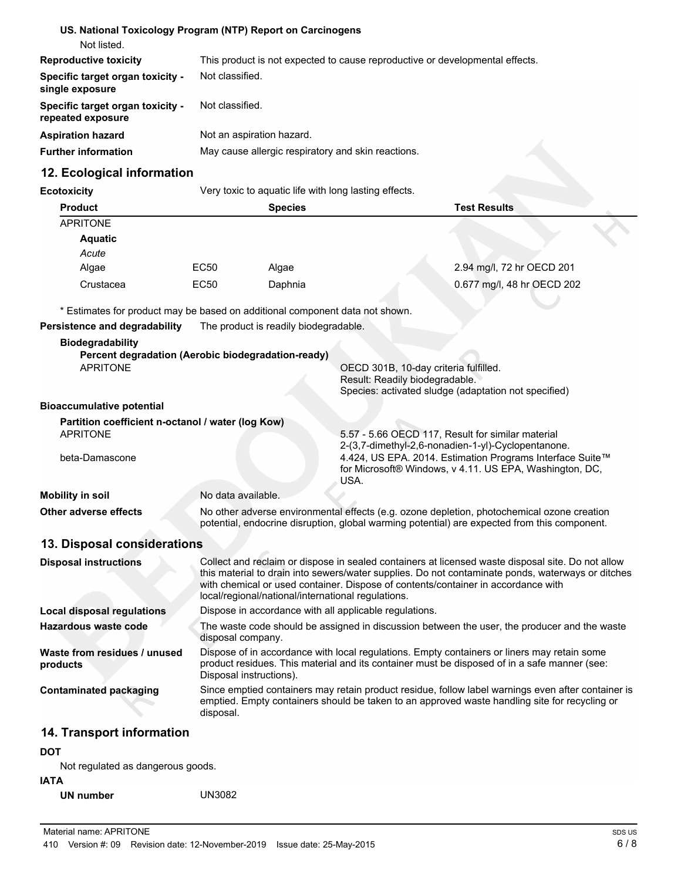**US. National Toxicology Program (NTP) Report on Carcinogens**

Not listed.

**Reproductive toxicity** This product is not expected to cause reproductive or developmental effects.

**Specific target organ toxicity - single exposure** Not classified.

**Specific target organ toxicity - repeated exposure** Not classified.

**Aspiration hazard** Not an aspiration hazard.

**Further information** May cause allergic respiratory and skin reactions.

## 12. Ecological information

**Ecotoxicity** Very toxic to aquatic life with long lasting effects.

| Product | | Species | Test Results |
|---|---|---|---|
| APRITONE | | | |
| **Aquatic** | | | |
| *Acute* | | | |
| Algae | EC50 | Algae | 2.94 mg/l, 72 hr OECD 201 |
| Crustacea | EC50 | Daphnia | 0.677 mg/l, 48 hr OECD 202 |

* Estimates for product may be based on additional component data not shown.

**Persistence and degradability** The product is readily biodegradable.

**Biodegradability**

**Percent degradation (Aerobic biodegradation-ready)**

APRITONE — OECD 301B, 10-day criteria fulfilled. Result: Readily biodegradable. Species: activated sludge (adaptation not specified)

**Bioaccumulative potential**

**Partition coefficient n-octanol / water (log Kow)**

APRITONE — 5.57 - 5.66 OECD 117, Result for similar material 2-(3,7-dimethyl-2,6-nonadien-1-yl)-Cyclopentanone.

beta-Damascone — 4.424, US EPA. 2014. Estimation Programs Interface Suite™ for Microsoft® Windows, v 4.11. US EPA, Washington, DC, USA.

**Mobility in soil** No data available.

**Other adverse effects** No other adverse environmental effects (e.g. ozone depletion, photochemical ozone creation potential, endocrine disruption, global warming potential) are expected from this component.

## 13. Disposal considerations

**Disposal instructions** Collect and reclaim or dispose in sealed containers at licensed waste disposal site. Do not allow this material to drain into sewers/water supplies. Do not contaminate ponds, waterways or ditches with chemical or used container. Dispose of contents/container in accordance with local/regional/national/international regulations.

**Local disposal regulations** Dispose in accordance with all applicable regulations.

**Hazardous waste code** The waste code should be assigned in discussion between the user, the producer and the waste disposal company.

**Waste from residues / unused products** Dispose of in accordance with local regulations. Empty containers or liners may retain some product residues. This material and its container must be disposed of in a safe manner (see: Disposal instructions).

**Contaminated packaging** Since emptied containers may retain product residue, follow label warnings even after container is emptied. Empty containers should be taken to an approved waste handling site for recycling or disposal.

## 14. Transport information

**DOT**

Not regulated as dangerous goods.

**IATA**

**UN number** UN3082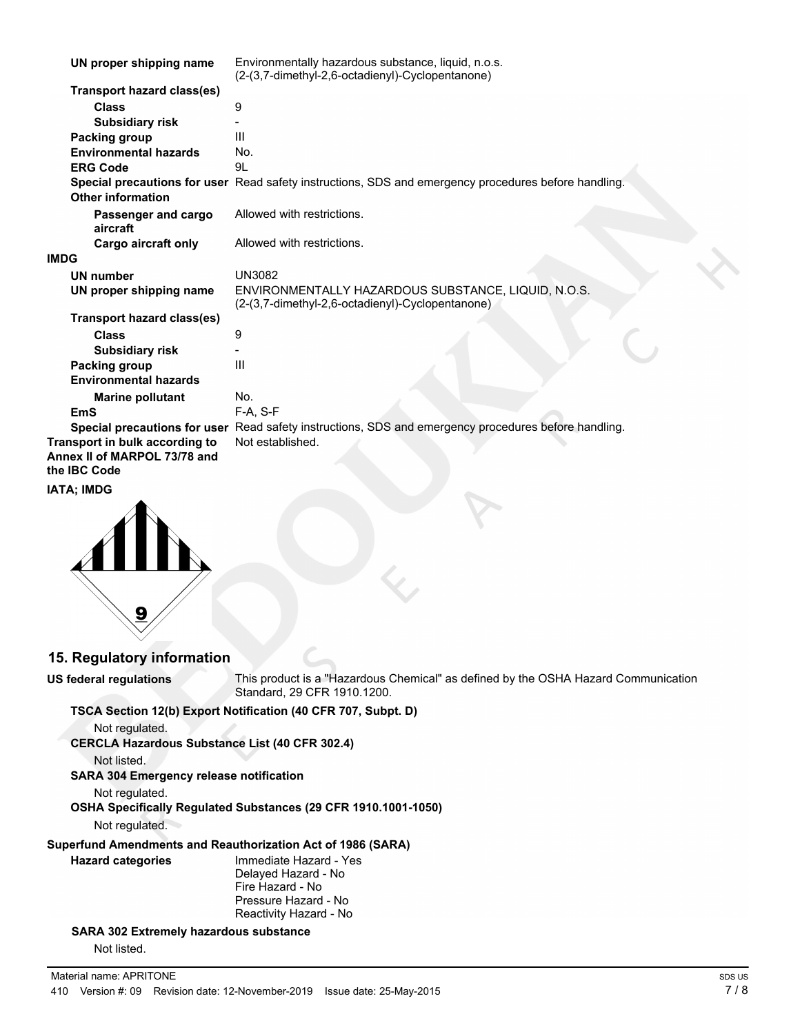| | |
|---|---|
| **UN proper shipping name** | Environmentally hazardous substance, liquid, n.o.s. (2-(3,7-dimethyl-2,6-octadienyl)-Cyclopentanone) |
| **Transport hazard class(es)** | |
| **Class** | 9 |
| **Subsidiary risk** | - |
| **Packing group** | III |
| **Environmental hazards** | No. |
| **ERG Code** | 9L |
| **Special precautions for user** | Read safety instructions, SDS and emergency procedures before handling. |
| **Other information** | |
| **Passenger and cargo aircraft** | Allowed with restrictions. |
| **Cargo aircraft only** | Allowed with restrictions. |

**IMDG**

| | |
|---|---|
| **UN number** | UN3082 |
| **UN proper shipping name** | ENVIRONMENTALLY HAZARDOUS SUBSTANCE, LIQUID, N.O.S. (2-(3,7-dimethyl-2,6-octadienyl)-Cyclopentanone) |
| **Transport hazard class(es)** | |
| **Class** | 9 |
| **Subsidiary risk** | - |
| **Packing group** | III |
| **Environmental hazards** | |
| **Marine pollutant** | No. |
| **EmS** | F-A, S-F |
| **Special precautions for user** | Read safety instructions, SDS and emergency procedures before handling. |

**Transport in bulk according to Annex II of MARPOL 73/78 and the IBC Code** Not established.

**IATA; IMDG**

## 15. Regulatory information

**US federal regulations** This product is a "Hazardous Chemical" as defined by the OSHA Hazard Communication Standard, 29 CFR 1910.1200.

**TSCA Section 12(b) Export Notification (40 CFR 707, Subpt. D)**

Not regulated.

**CERCLA Hazardous Substance List (40 CFR 302.4)**

Not listed.

**SARA 304 Emergency release notification**

Not regulated.

**OSHA Specifically Regulated Substances (29 CFR 1910.1001-1050)**

Not regulated.

**Superfund Amendments and Reauthorization Act of 1986 (SARA)**

**Hazard categories**
Immediate Hazard - Yes
Delayed Hazard - No
Fire Hazard - No
Pressure Hazard - No
Reactivity Hazard - No

**SARA 302 Extremely hazardous substance**

Not listed.

Material name: APRITONE

410 Version #: 09 Revision date: 12-November-2019 Issue date: 25-May-2015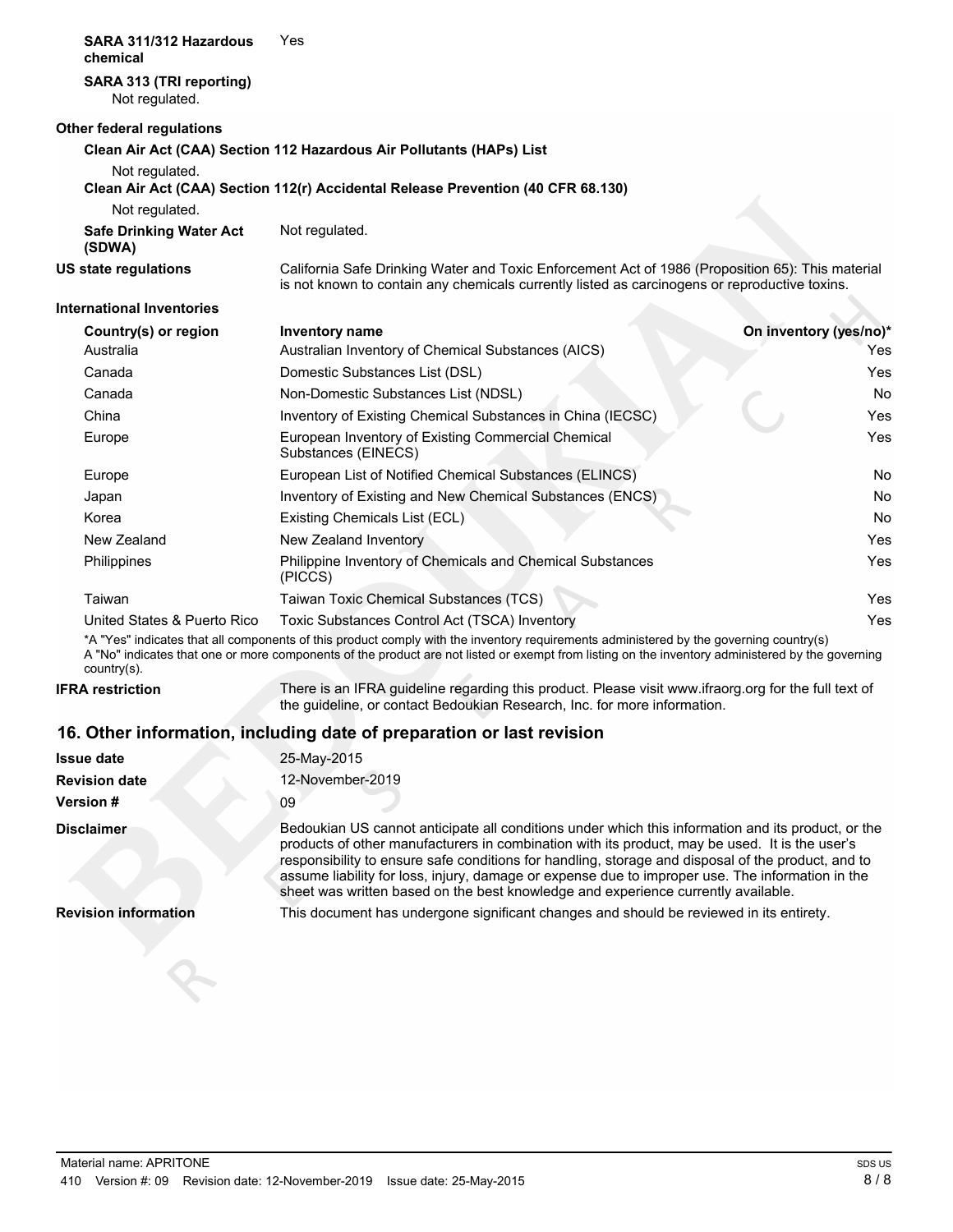**SARA 311/312 Hazardous chemical** Yes

**SARA 313 (TRI reporting)**

Not regulated.

**Other federal regulations**

**Clean Air Act (CAA) Section 112 Hazardous Air Pollutants (HAPs) List**

Not regulated.

**Clean Air Act (CAA) Section 112(r) Accidental Release Prevention (40 CFR 68.130)**

Not regulated.

**Safe Drinking Water Act (SDWA)** Not regulated.

**US state regulations** California Safe Drinking Water and Toxic Enforcement Act of 1986 (Proposition 65): This material is not known to contain any chemicals currently listed as carcinogens or reproductive toxins.

**International Inventories**

| Country(s) or region | Inventory name | On inventory (yes/no)* |
|---|---|---|
| Australia | Australian Inventory of Chemical Substances (AICS) | Yes |
| Canada | Domestic Substances List (DSL) | Yes |
| Canada | Non-Domestic Substances List (NDSL) | No |
| China | Inventory of Existing Chemical Substances in China (IECSC) | Yes |
| Europe | European Inventory of Existing Commercial Chemical Substances (EINECS) | Yes |
| Europe | European List of Notified Chemical Substances (ELINCS) | No |
| Japan | Inventory of Existing and New Chemical Substances (ENCS) | No |
| Korea | Existing Chemicals List (ECL) | No |
| New Zealand | New Zealand Inventory | Yes |
| Philippines | Philippine Inventory of Chemicals and Chemical Substances (PICCS) | Yes |
| Taiwan | Taiwan Toxic Chemical Substances (TCS) | Yes |
| United States & Puerto Rico | Toxic Substances Control Act (TSCA) Inventory | Yes |

*A "Yes" indicates that all components of this product comply with the inventory requirements administered by the governing country(s)
A "No" indicates that one or more components of the product are not listed or exempt from listing on the inventory administered by the governing country(s).

**IFRA restriction** There is an IFRA guideline regarding this product. Please visit www.ifraorg.org for the full text of the guideline, or contact Bedoukian Research, Inc. for more information.

## 16. Other information, including date of preparation or last revision

**Issue date** 25-May-2015

**Revision date** 12-November-2019

**Version #** 09

**Disclaimer** Bedoukian US cannot anticipate all conditions under which this information and its product, or the products of other manufacturers in combination with its product, may be used. It is the user's responsibility to ensure safe conditions for handling, storage and disposal of the product, and to assume liability for loss, injury, damage or expense due to improper use. The information in the sheet was written based on the best knowledge and experience currently available.

**Revision information** This document has undergone significant changes and should be reviewed in its entirety.